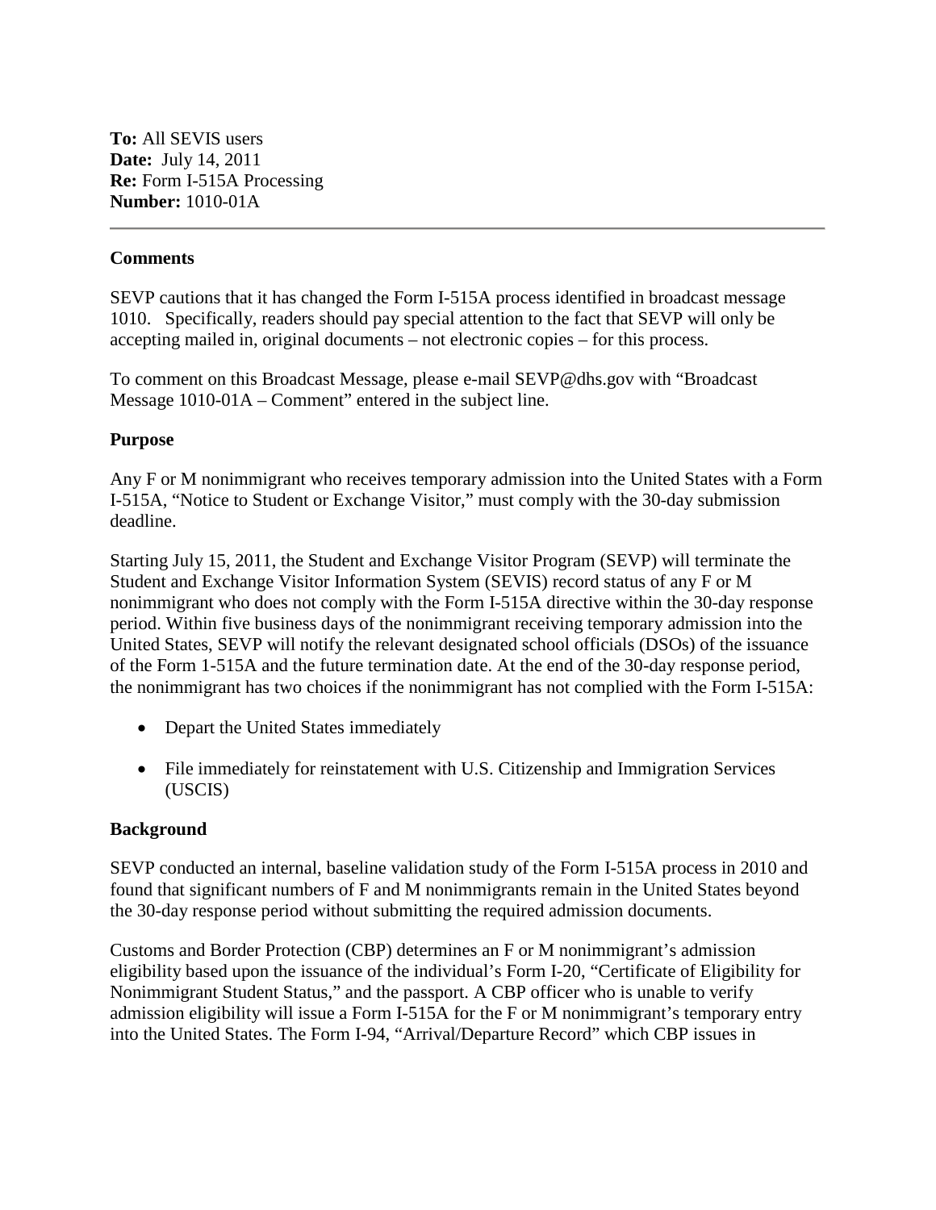**To:** All SEVIS users
**Date:** July 14, 2011
**Re:** Form I-515A Processing
**Number:** 1010-01A

---

**Comments**

SEVP cautions that it has changed the Form I-515A process identified in broadcast message 1010. Specifically, readers should pay special attention to the fact that SEVP will only be accepting mailed in, original documents – not electronic copies – for this process.

To comment on this Broadcast Message, please e-mail SEVP@dhs.gov with "Broadcast Message 1010-01A – Comment" entered in the subject line.

**Purpose**

Any F or M nonimmigrant who receives temporary admission into the United States with a Form I-515A, "Notice to Student or Exchange Visitor," must comply with the 30-day submission deadline.

Starting July 15, 2011, the Student and Exchange Visitor Program (SEVP) will terminate the Student and Exchange Visitor Information System (SEVIS) record status of any F or M nonimmigrant who does not comply with the Form I-515A directive within the 30-day response period. Within five business days of the nonimmigrant receiving temporary admission into the United States, SEVP will notify the relevant designated school officials (DSOs) of the issuance of the Form 1-515A and the future termination date. At the end of the 30-day response period, the nonimmigrant has two choices if the nonimmigrant has not complied with the Form I-515A:

- Depart the United States immediately
- File immediately for reinstatement with U.S. Citizenship and Immigration Services (USCIS)

**Background**

SEVP conducted an internal, baseline validation study of the Form I-515A process in 2010 and found that significant numbers of F and M nonimmigrants remain in the United States beyond the 30-day response period without submitting the required admission documents.

Customs and Border Protection (CBP) determines an F or M nonimmigrant's admission eligibility based upon the issuance of the individual's Form I-20, "Certificate of Eligibility for Nonimmigrant Student Status," and the passport. A CBP officer who is unable to verify admission eligibility will issue a Form I-515A for the F or M nonimmigrant's temporary entry into the United States. The Form I-94, "Arrival/Departure Record" which CBP issues in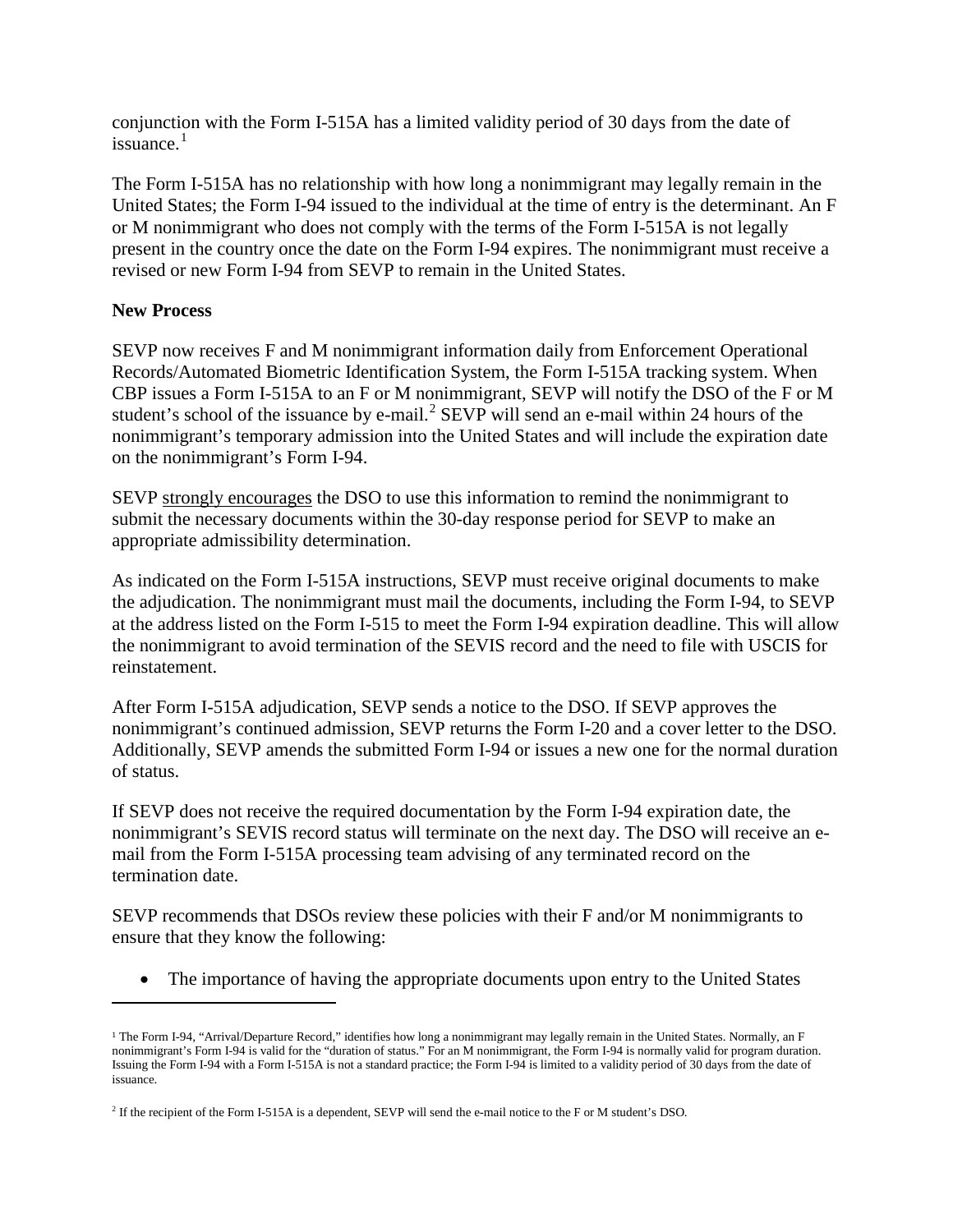conjunction with the Form I-515A has a limited validity period of 30 days from the date of issuance.[1]

The Form I-515A has no relationship with how long a nonimmigrant may legally remain in the United States; the Form I-94 issued to the individual at the time of entry is the determinant. An F or M nonimmigrant who does not comply with the terms of the Form I-515A is not legally present in the country once the date on the Form I-94 expires. The nonimmigrant must receive a revised or new Form I-94 from SEVP to remain in the United States.

**New Process**

SEVP now receives F and M nonimmigrant information daily from Enforcement Operational Records/Automated Biometric Identification System, the Form I-515A tracking system. When CBP issues a Form I-515A to an F or M nonimmigrant, SEVP will notify the DSO of the F or M student's school of the issuance by e-mail.[2] SEVP will send an e-mail within 24 hours of the nonimmigrant's temporary admission into the United States and will include the expiration date on the nonimmigrant's Form I-94.

SEVP strongly encourages the DSO to use this information to remind the nonimmigrant to submit the necessary documents within the 30-day response period for SEVP to make an appropriate admissibility determination.

As indicated on the Form I-515A instructions, SEVP must receive original documents to make the adjudication. The nonimmigrant must mail the documents, including the Form I-94, to SEVP at the address listed on the Form I-515 to meet the Form I-94 expiration deadline. This will allow the nonimmigrant to avoid termination of the SEVIS record and the need to file with USCIS for reinstatement.

After Form I-515A adjudication, SEVP sends a notice to the DSO. If SEVP approves the nonimmigrant's continued admission, SEVP returns the Form I-20 and a cover letter to the DSO. Additionally, SEVP amends the submitted Form I-94 or issues a new one for the normal duration of status.

If SEVP does not receive the required documentation by the Form I-94 expiration date, the nonimmigrant's SEVIS record status will terminate on the next day. The DSO will receive an e-mail from the Form I-515A processing team advising of any terminated record on the termination date.

SEVP recommends that DSOs review these policies with their F and/or M nonimmigrants to ensure that they know the following:

- The importance of having the appropriate documents upon entry to the United States

---

[1] The Form I-94, "Arrival/Departure Record," identifies how long a nonimmigrant may legally remain in the United States. Normally, an F nonimmigrant's Form I-94 is valid for the "duration of status." For an M nonimmigrant, the Form I-94 is normally valid for program duration. Issuing the Form I-94 with a Form I-515A is not a standard practice; the Form I-94 is limited to a validity period of 30 days from the date of issuance.

[2] If the recipient of the Form I-515A is a dependent, SEVP will send the e-mail notice to the F or M student's DSO.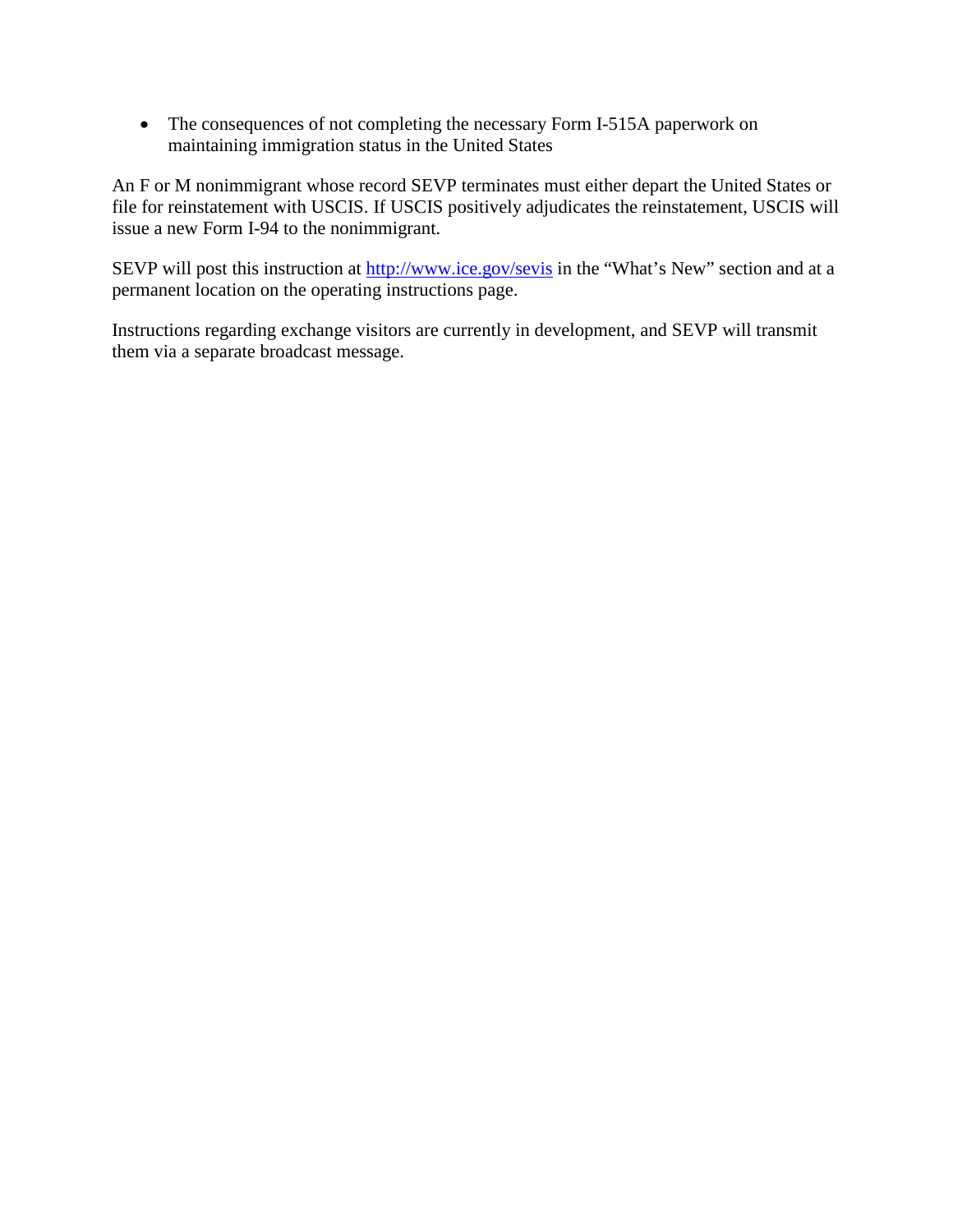- The consequences of not completing the necessary Form I-515A paperwork on maintaining immigration status in the United States

An F or M nonimmigrant whose record SEVP terminates must either depart the United States or file for reinstatement with USCIS. If USCIS positively adjudicates the reinstatement, USCIS will issue a new Form I-94 to the nonimmigrant.

SEVP will post this instruction at http://www.ice.gov/sevis in the "What's New" section and at a permanent location on the operating instructions page.

Instructions regarding exchange visitors are currently in development, and SEVP will transmit them via a separate broadcast message.